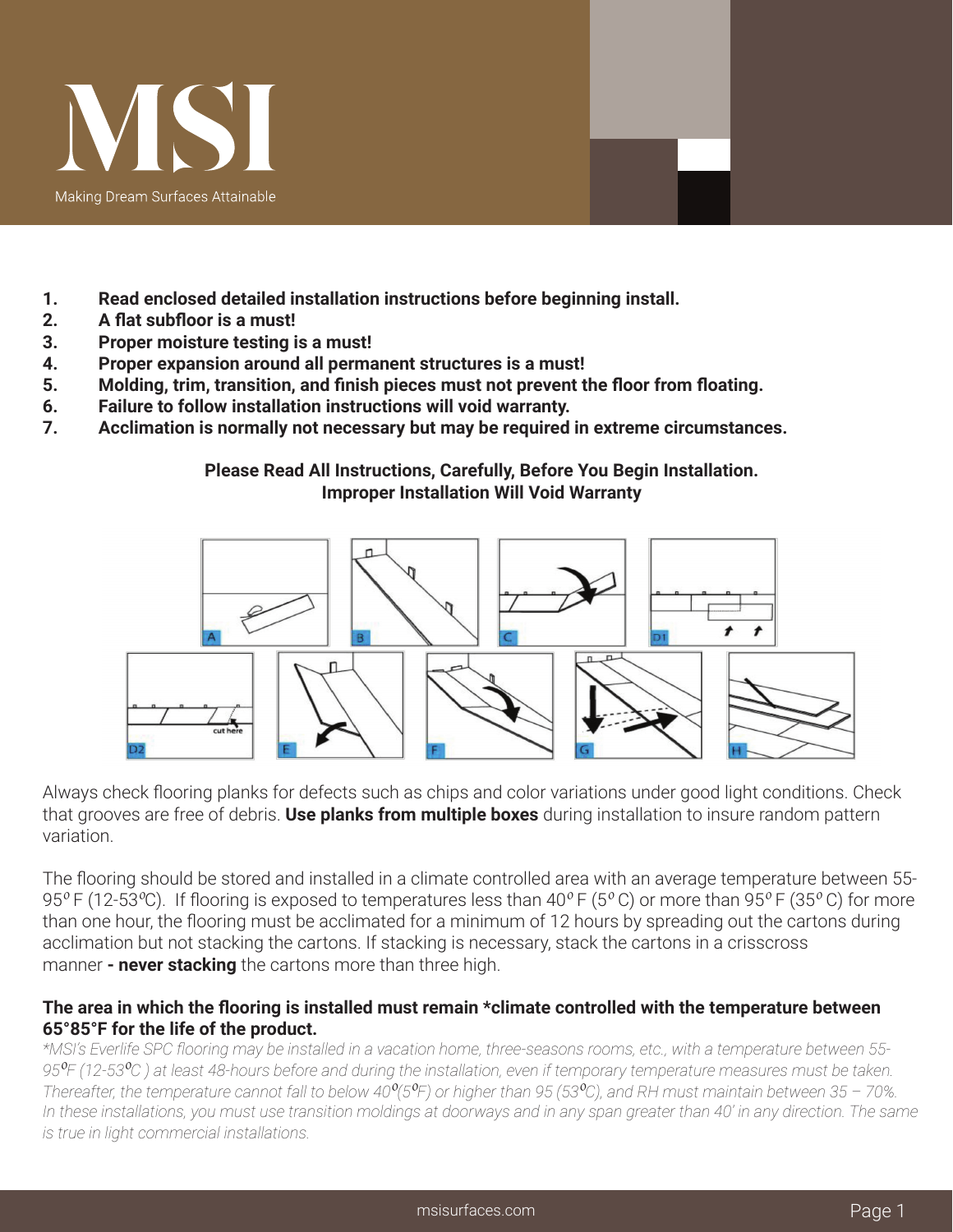# MSI

Making Dream Surfaces Attainable

1. **Read enclosed detailed installation instructions before beginning install.**
2. **A flat subfloor is a must!**
3. **Proper moisture testing is a must!**
4. **Proper expansion around all permanent structures is a must!**
5. **Molding, trim, transition, and finish pieces must not prevent the floor from floating.**
6. **Failure to follow installation instructions will void warranty.**
7. **Acclimation is normally not necessary but may be required in extreme circumstances.**

**Please Read All Instructions, Carefully, Before You Begin Installation.**
**Improper Installation Will Void Warranty**

Always check flooring planks for defects such as chips and color variations under good light conditions. Check that grooves are free of debris. **Use planks from multiple boxes** during installation to insure random pattern variation.

The flooring should be stored and installed in a climate controlled area with an average temperature between 55-95º F (12-53ºC). If flooring is exposed to temperatures less than 40º F (5º C) or more than 95º F (35º C) for more than one hour, the flooring must be acclimated for a minimum of 12 hours by spreading out the cartons during acclimation but not stacking the cartons. If stacking is necessary, stack the cartons in a crisscross manner **- never stacking** the cartons more than three high.

**The area in which the flooring is installed must remain *climate controlled with the temperature between 65°85°F for the life of the product.**

*\*MSI's Everlife SPC flooring may be installed in a vacation home, three-seasons rooms, etc., with a temperature between 55-95ºF (12-53ºC ) at least 48-hours before and during the installation, even if temporary temperature measures must be taken. Thereafter, the temperature cannot fall to below 40º(5ºF) or higher than 95 (53ºC), and RH must maintain between 35 – 70%. In these installations, you must use transition moldings at doorways and in any span greater than 40' in any direction. The same is true in light commercial installations.*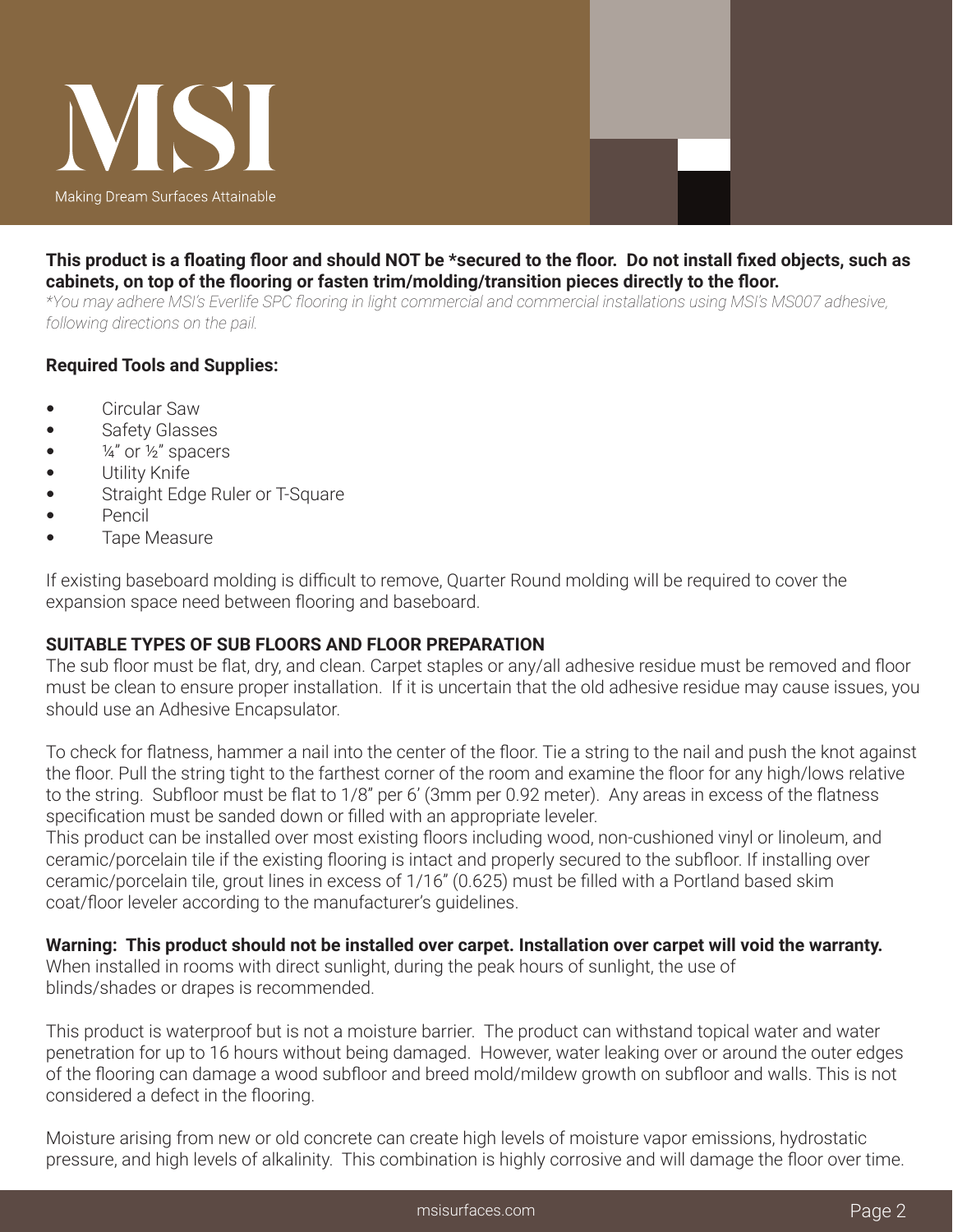**This product is a floating floor and should NOT be *secured to the floor. Do not install fixed objects, such as cabinets, on top of the flooring or fasten trim/molding/transition pieces directly to the floor.**

*\*You may adhere MSI's Everlife SPC flooring in light commercial and commercial installations using MSI's MS007 adhesive, following directions on the pail.*

**Required Tools and Supplies:**

- Circular Saw
- Safety Glasses
- ¼" or ½" spacers
- Utility Knife
- Straight Edge Ruler or T-Square
- Pencil
- Tape Measure

If existing baseboard molding is difficult to remove, Quarter Round molding will be required to cover the expansion space need between flooring and baseboard.

**SUITABLE TYPES OF SUB FLOORS AND FLOOR PREPARATION**

The sub floor must be flat, dry, and clean. Carpet staples or any/all adhesive residue must be removed and floor must be clean to ensure proper installation. If it is uncertain that the old adhesive residue may cause issues, you should use an Adhesive Encapsulator.

To check for flatness, hammer a nail into the center of the floor. Tie a string to the nail and push the knot against the floor. Pull the string tight to the farthest corner of the room and examine the floor for any high/lows relative to the string. Subfloor must be flat to 1/8" per 6' (3mm per 0.92 meter). Any areas in excess of the flatness specification must be sanded down or filled with an appropriate leveler.

This product can be installed over most existing floors including wood, non-cushioned vinyl or linoleum, and ceramic/porcelain tile if the existing flooring is intact and properly secured to the subfloor. If installing over ceramic/porcelain tile, grout lines in excess of 1/16" (0.625) must be filled with a Portland based skim coat/floor leveler according to the manufacturer's guidelines.

**Warning: This product should not be installed over carpet. Installation over carpet will void the warranty.**

When installed in rooms with direct sunlight, during the peak hours of sunlight, the use of blinds/shades or drapes is recommended.

This product is waterproof but is not a moisture barrier. The product can withstand topical water and water penetration for up to 16 hours without being damaged. However, water leaking over or around the outer edges of the flooring can damage a wood subfloor and breed mold/mildew growth on subfloor and walls. This is not considered a defect in the flooring.

Moisture arising from new or old concrete can create high levels of moisture vapor emissions, hydrostatic pressure, and high levels of alkalinity. This combination is highly corrosive and will damage the floor over time.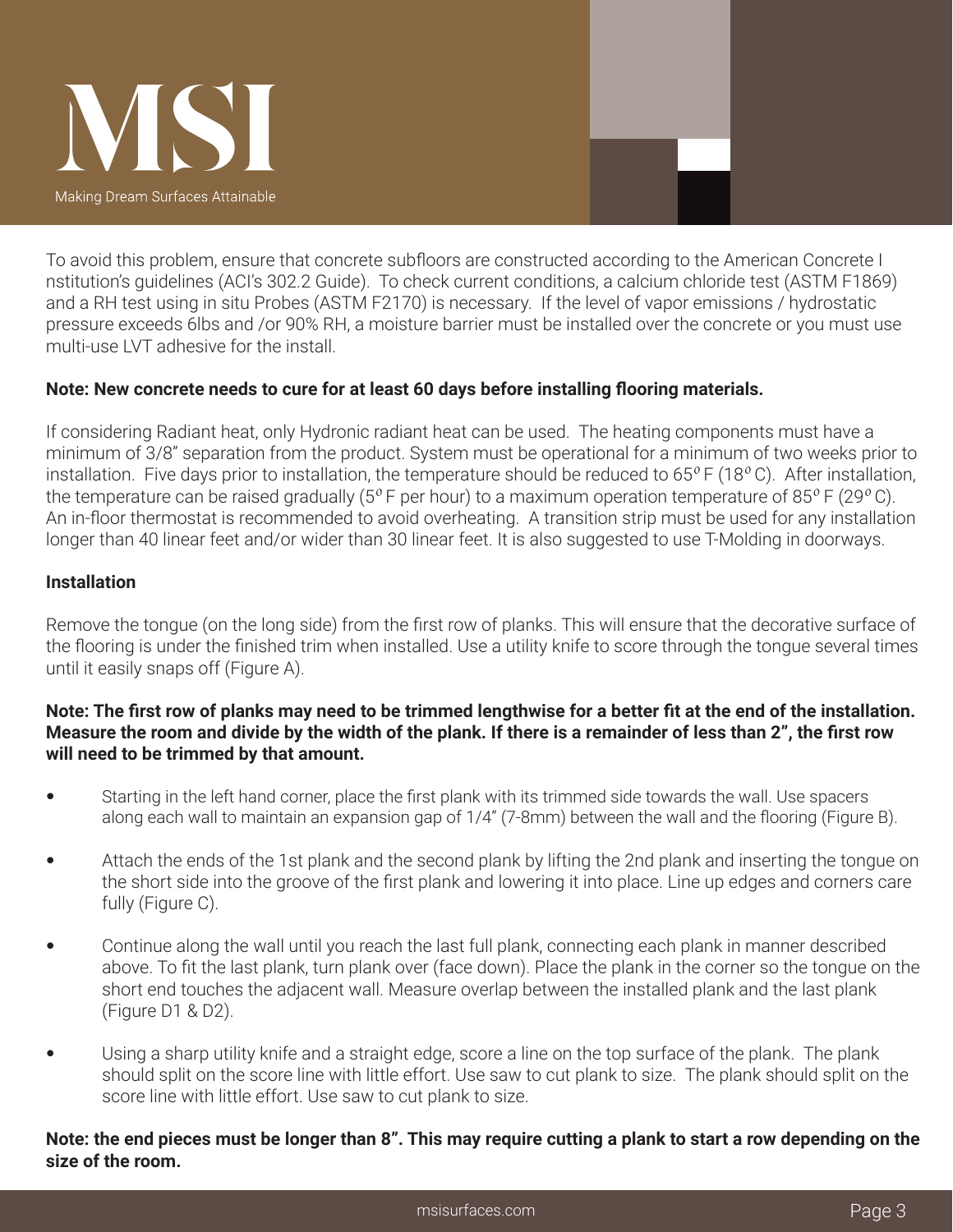To avoid this problem, ensure that concrete subfloors are constructed according to the American Concrete I nstitution's guidelines (ACI's 302.2 Guide). To check current conditions, a calcium chloride test (ASTM F1869) and a RH test using in situ Probes (ASTM F2170) is necessary. If the level of vapor emissions / hydrostatic pressure exceeds 6lbs and /or 90% RH, a moisture barrier must be installed over the concrete or you must use multi-use LVT adhesive for the install.

**Note: New concrete needs to cure for at least 60 days before installing flooring materials.**

If considering Radiant heat, only Hydronic radiant heat can be used. The heating components must have a minimum of 3/8" separation from the product. System must be operational for a minimum of two weeks prior to installation. Five days prior to installation, the temperature should be reduced to 65º F (18º C). After installation, the temperature can be raised gradually (5º F per hour) to a maximum operation temperature of 85º F (29º C). An in-floor thermostat is recommended to avoid overheating. A transition strip must be used for any installation longer than 40 linear feet and/or wider than 30 linear feet. It is also suggested to use T-Molding in doorways.

**Installation**

Remove the tongue (on the long side) from the first row of planks. This will ensure that the decorative surface of the flooring is under the finished trim when installed. Use a utility knife to score through the tongue several times until it easily snaps off (Figure A).

**Note: The first row of planks may need to be trimmed lengthwise for a better fit at the end of the installation. Measure the room and divide by the width of the plank. If there is a remainder of less than 2", the first row will need to be trimmed by that amount.**

- Starting in the left hand corner, place the first plank with its trimmed side towards the wall. Use spacers along each wall to maintain an expansion gap of 1/4" (7-8mm) between the wall and the flooring (Figure B).
- Attach the ends of the 1st plank and the second plank by lifting the 2nd plank and inserting the tongue on the short side into the groove of the first plank and lowering it into place. Line up edges and corners care fully (Figure C).
- Continue along the wall until you reach the last full plank, connecting each plank in manner described above. To fit the last plank, turn plank over (face down). Place the plank in the corner so the tongue on the short end touches the adjacent wall. Measure overlap between the installed plank and the last plank (Figure D1 & D2).
- Using a sharp utility knife and a straight edge, score a line on the top surface of the plank. The plank should split on the score line with little effort. Use saw to cut plank to size. The plank should split on the score line with little effort. Use saw to cut plank to size.

**Note: the end pieces must be longer than 8". This may require cutting a plank to start a row depending on the size of the room.**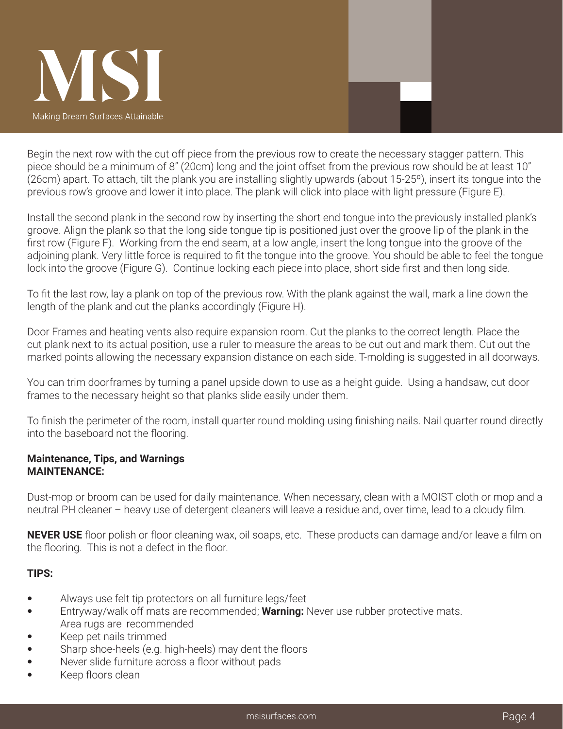Begin the next row with the cut off piece from the previous row to create the necessary stagger pattern. This piece should be a minimum of 8" (20cm) long and the joint offset from the previous row should be at least 10" (26cm) apart. To attach, tilt the plank you are installing slightly upwards (about 15-25º), insert its tongue into the previous row's groove and lower it into place. The plank will click into place with light pressure (Figure E).

Install the second plank in the second row by inserting the short end tongue into the previously installed plank's groove. Align the plank so that the long side tongue tip is positioned just over the groove lip of the plank in the first row (Figure F). Working from the end seam, at a low angle, insert the long tongue into the groove of the adjoining plank. Very little force is required to fit the tongue into the groove. You should be able to feel the tongue lock into the groove (Figure G). Continue locking each piece into place, short side first and then long side.

To fit the last row, lay a plank on top of the previous row. With the plank against the wall, mark a line down the length of the plank and cut the planks accordingly (Figure H).

Door Frames and heating vents also require expansion room. Cut the planks to the correct length. Place the cut plank next to its actual position, use a ruler to measure the areas to be cut out and mark them. Cut out the marked points allowing the necessary expansion distance on each side. T-molding is suggested in all doorways.

You can trim doorframes by turning a panel upside down to use as a height guide. Using a handsaw, cut door frames to the necessary height so that planks slide easily under them.

To finish the perimeter of the room, install quarter round molding using finishing nails. Nail quarter round directly into the baseboard not the flooring.

**Maintenance, Tips, and Warnings**
**MAINTENANCE:**

Dust-mop or broom can be used for daily maintenance. When necessary, clean with a MOIST cloth or mop and a neutral PH cleaner – heavy use of detergent cleaners will leave a residue and, over time, lead to a cloudy film.

**NEVER USE** floor polish or floor cleaning wax, oil soaps, etc. These products can damage and/or leave a film on the flooring. This is not a defect in the floor.

**TIPS:**

- Always use felt tip protectors on all furniture legs/feet
- Entryway/walk off mats are recommended; **Warning:** Never use rubber protective mats. Area rugs are recommended
- Keep pet nails trimmed
- Sharp shoe-heels (e.g. high-heels) may dent the floors
- Never slide furniture across a floor without pads
- Keep floors clean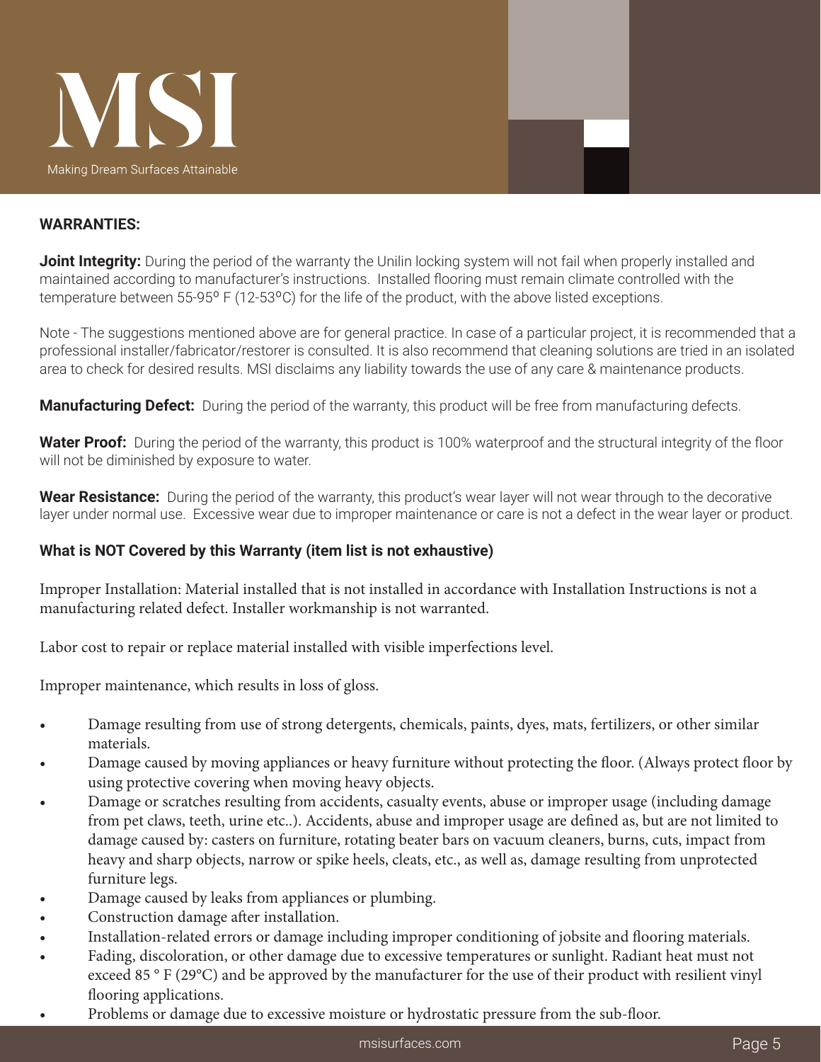**WARRANTIES:**

**Joint Integrity:** During the period of the warranty the Unilin locking system will not fail when properly installed and maintained according to manufacturer's instructions. Installed flooring must remain climate controlled with the temperature between 55-95º F (12-53ºC) for the life of the product, with the above listed exceptions.

Note - The suggestions mentioned above are for general practice. In case of a particular project, it is recommended that a professional installer/fabricator/restorer is consulted. It is also recommend that cleaning solutions are tried in an isolated area to check for desired results. MSI disclaims any liability towards the use of any care & maintenance products.

**Manufacturing Defect:** During the period of the warranty, this product will be free from manufacturing defects.

**Water Proof:** During the period of the warranty, this product is 100% waterproof and the structural integrity of the floor will not be diminished by exposure to water.

**Wear Resistance:** During the period of the warranty, this product's wear layer will not wear through to the decorative layer under normal use. Excessive wear due to improper maintenance or care is not a defect in the wear layer or product.

**What is NOT Covered by this Warranty (item list is not exhaustive)**

Improper Installation: Material installed that is not installed in accordance with Installation Instructions is not a manufacturing related defect. Installer workmanship is not warranted.

Labor cost to repair or replace material installed with visible imperfections level.

Improper maintenance, which results in loss of gloss.

- Damage resulting from use of strong detergents, chemicals, paints, dyes, mats, fertilizers, or other similar materials.
- Damage caused by moving appliances or heavy furniture without protecting the floor. (Always protect floor by using protective covering when moving heavy objects.
- Damage or scratches resulting from accidents, casualty events, abuse or improper usage (including damage from pet claws, teeth, urine etc..). Accidents, abuse and improper usage are defined as, but are not limited to damage caused by: casters on furniture, rotating beater bars on vacuum cleaners, burns, cuts, impact from heavy and sharp objects, narrow or spike heels, cleats, etc., as well as, damage resulting from unprotected furniture legs.
- Damage caused by leaks from appliances or plumbing.
- Construction damage after installation.
- Installation-related errors or damage including improper conditioning of jobsite and flooring materials.
- Fading, discoloration, or other damage due to excessive temperatures or sunlight. Radiant heat must not exceed 85 ° F (29°C) and be approved by the manufacturer for the use of their product with resilient vinyl flooring applications.
- Problems or damage due to excessive moisture or hydrostatic pressure from the sub-floor.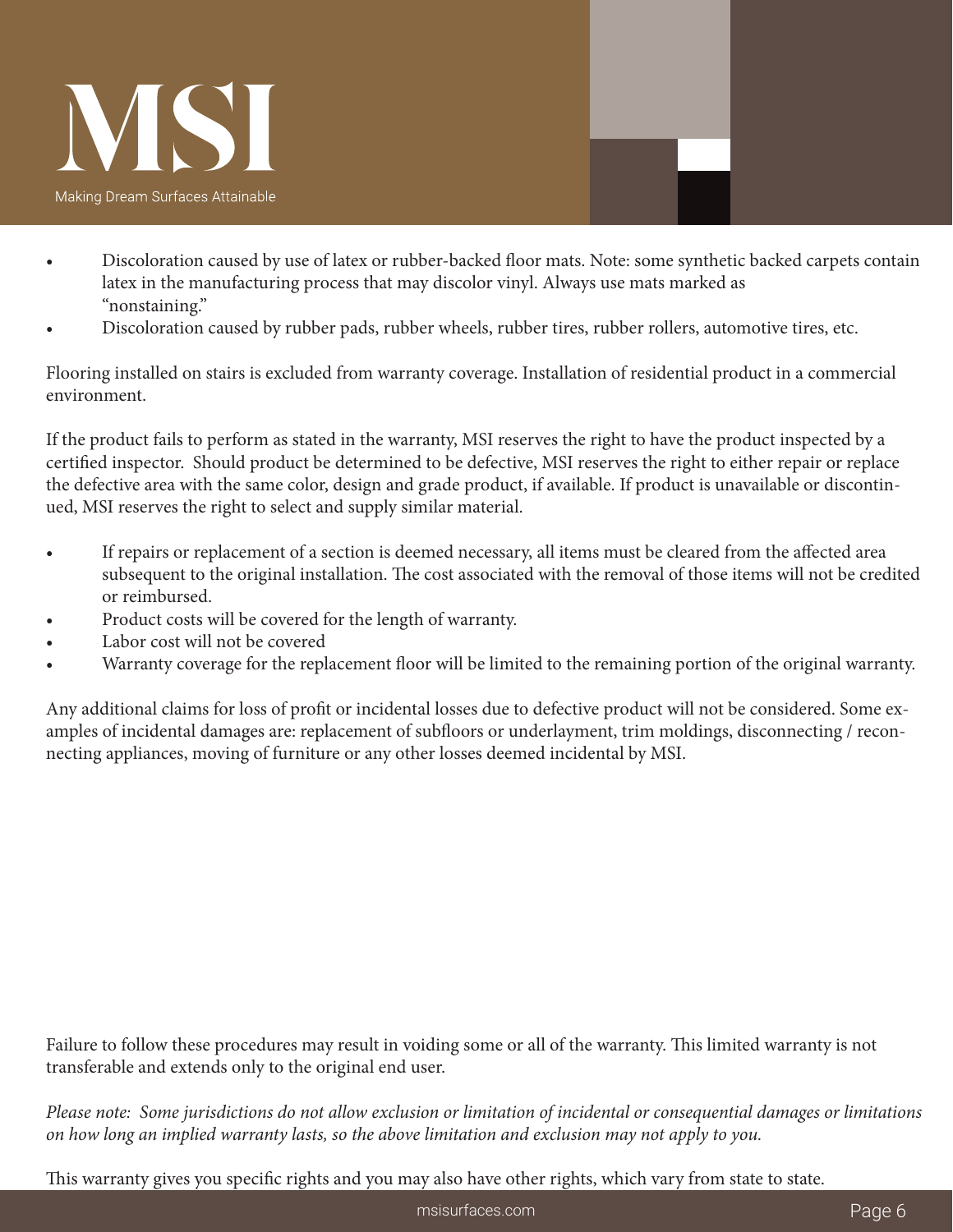- Discoloration caused by use of latex or rubber-backed floor mats. Note: some synthetic backed carpets contain latex in the manufacturing process that may discolor vinyl. Always use mats marked as "nonstaining."
- Discoloration caused by rubber pads, rubber wheels, rubber tires, rubber rollers, automotive tires, etc.

Flooring installed on stairs is excluded from warranty coverage. Installation of residential product in a commercial environment.

If the product fails to perform as stated in the warranty, MSI reserves the right to have the product inspected by a certified inspector. Should product be determined to be defective, MSI reserves the right to either repair or replace the defective area with the same color, design and grade product, if available. If product is unavailable or discontinued, MSI reserves the right to select and supply similar material.

- If repairs or replacement of a section is deemed necessary, all items must be cleared from the affected area subsequent to the original installation. The cost associated with the removal of those items will not be credited or reimbursed.
- Product costs will be covered for the length of warranty.
- Labor cost will not be covered
- Warranty coverage for the replacement floor will be limited to the remaining portion of the original warranty.

Any additional claims for loss of profit or incidental losses due to defective product will not be considered. Some examples of incidental damages are: replacement of subfloors or underlayment, trim moldings, disconnecting / reconnecting appliances, moving of furniture or any other losses deemed incidental by MSI.

Failure to follow these procedures may result in voiding some or all of the warranty. This limited warranty is not transferable and extends only to the original end user.

*Please note: Some jurisdictions do not allow exclusion or limitation of incidental or consequential damages or limitations on how long an implied warranty lasts, so the above limitation and exclusion may not apply to you.*

This warranty gives you specific rights and you may also have other rights, which vary from state to state.